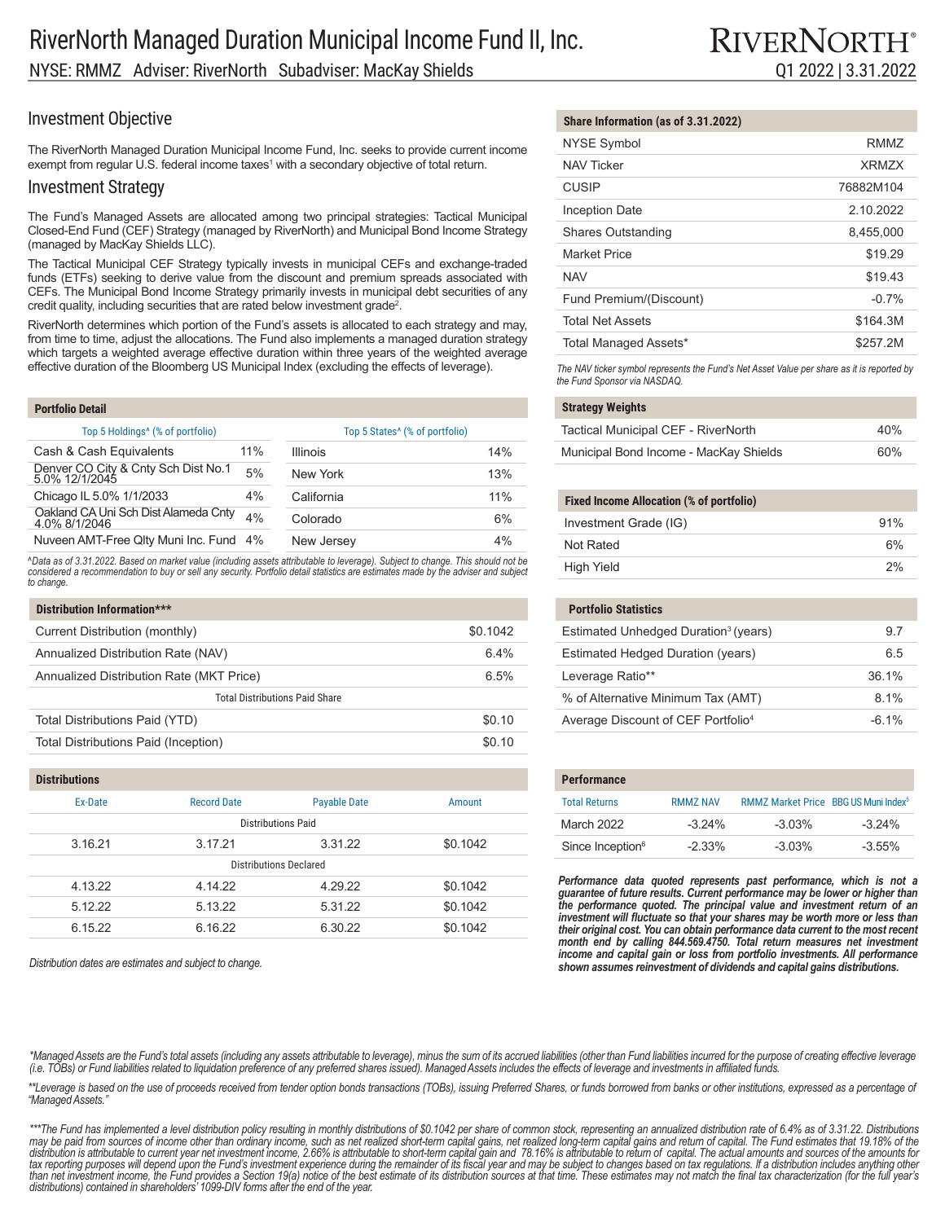# RiverNorth Managed Duration Municipal Income Fund II, Inc.

NYSE: RMMZ Adviser: RiverNorth Subadviser: MacKay Shields

RIVERNORTH®

Q1 2022 | 3.31.2022

## Investment Objective

The RiverNorth Managed Duration Municipal Income Fund, Inc. seeks to provide current income exempt from regular U.S. federal income taxes[1] with a secondary objective of total return.

## Investment Strategy

The Fund's Managed Assets are allocated among two principal strategies: Tactical Municipal Closed-End Fund (CEF) Strategy (managed by RiverNorth) and Municipal Bond Income Strategy (managed by MacKay Shields LLC).

The Tactical Municipal CEF Strategy typically invests in municipal CEFs and exchange-traded funds (ETFs) seeking to derive value from the discount and premium spreads associated with CEFs. The Municipal Bond Income Strategy primarily invests in municipal debt securities of any credit quality, including securities that are rated below investment grade[2].

RiverNorth determines which portion of the Fund's assets is allocated to each strategy and may, from time to time, adjust the allocations. The Fund also implements a managed duration strategy which targets a weighted average effective duration within three years of the weighted average effective duration of the Bloomberg US Municipal Index (excluding the effects of leverage).

### Portfolio Detail

| Top 5 Holdings^ (% of portfolio) | |
|---|---|
| Cash & Cash Equivalents | 11% |
| Denver CO City & Cnty Sch Dist No.1 5.0% 12/1/2045 | 5% |
| Chicago IL 5.0% 1/1/2033 | 4% |
| Oakland CA Uni Sch Dist Alameda Cnty 4.0% 8/1/2046 | 4% |
| Nuveen AMT-Free Qlty Muni Inc. Fund | 4% |

| Top 5 States^ (% of portfolio) | |
|---|---|
| Illinois | 14% |
| New York | 13% |
| California | 11% |
| Colorado | 6% |
| New Jersey | 4% |

*^Data as of 3.31.2022. Based on market value (including assets attributable to leverage). Subject to change. This should not be considered a recommendation to buy or sell any security. Portfolio detail statistics are estimates made by the adviser and subject to change.*

### Distribution Information***

| | |
|---|---|
| Current Distribution (monthly) | $0.1042 |
| Annualized Distribution Rate (NAV) | 6.4% |
| Annualized Distribution Rate (MKT Price) | 6.5% |
| **Total Distributions Paid Share** | |
| Total Distributions Paid (YTD) | $0.10 |
| Total Distributions Paid (Inception) | $0.10 |

### Distributions

| Ex-Date | Record Date | Payable Date | Amount |
|---|---|---|---|
| **Distributions Paid** | | | |
| 3.16.21 | 3.17.21 | 3.31.22 | $0.1042 |
| **Distributions Declared** | | | |
| 4.13.22 | 4.14.22 | 4.29.22 | $0.1042 |
| 5.12.22 | 5.13.22 | 5.31.22 | $0.1042 |
| 6.15.22 | 6.16.22 | 6.30.22 | $0.1042 |

*Distribution dates are estimates and subject to change.*

### Share Information (as of 3.31.2022)

| | |
|---|---|
| NYSE Symbol | RMMZ |
| NAV Ticker | XRMZX |
| CUSIP | 76882M104 |
| Inception Date | 2.10.2022 |
| Shares Outstanding | 8,455,000 |
| Market Price | $19.29 |
| NAV | $19.43 |
| Fund Premium/(Discount) | -0.7% |
| Total Net Assets | $164.3M |
| Total Managed Assets* | $257.2M |

*The NAV ticker symbol represents the Fund's Net Asset Value per share as it is reported by the Fund Sponsor via NASDAQ.*

### Strategy Weights

| | |
|---|---|
| Tactical Municipal CEF - RiverNorth | 40% |
| Municipal Bond Income - MacKay Shields | 60% |

### Fixed Income Allocation (% of portfolio)

| | |
|---|---|
| Investment Grade (IG) | 91% |
| Not Rated | 6% |
| High Yield | 2% |

### Portfolio Statistics

| | |
|---|---|
| Estimated Unhedged Duration[3] (years) | 9.7 |
| Estimated Hedged Duration (years) | 6.5 |
| Leverage Ratio** | 36.1% |
| % of Alternative Minimum Tax (AMT) | 8.1% |
| Average Discount of CEF Portfolio[4] | -6.1% |

### Performance

| Total Returns | RMMZ NAV | RMMZ Market Price | BBG US Muni Index[5] |
|---|---|---|---|
| March 2022 | -3.24% | -3.03% | -3.24% |
| Since Inception[6] | -2.33% | -3.03% | -3.55% |

***Performance data quoted represents past performance, which is not a guarantee of future results. Current performance may be lower or higher than the performance quoted. The principal value and investment return of an investment will fluctuate so that your shares may be worth more or less than their original cost. You can obtain performance data current to the most recent month end by calling 844.569.4750. Total return measures net investment income and capital gain or loss from portfolio investments. All performance shown assumes reinvestment of dividends and capital gains distributions.***

*\*Managed Assets are the Fund's total assets (including any assets attributable to leverage), minus the sum of its accrued liabilities (other than Fund liabilities incurred for the purpose of creating effective leverage (i.e. TOBs) or Fund liabilities related to liquidation preference of any preferred shares issued). Managed Assets includes the effects of leverage and investments in affiliated funds.*

*\*\*Leverage is based on the use of proceeds received from tender option bonds transactions (TOBs), issuing Preferred Shares, or funds borrowed from banks or other institutions, expressed as a percentage of "Managed Assets."*

*\*\*\*The Fund has implemented a level distribution policy resulting in monthly distributions of $0.1042 per share of common stock, representing an annualized distribution rate of 6.4% as of 3.31.22. Distributions may be paid from sources of income other than ordinary income, such as net realized short-term capital gains, net realized long-term capital gains and return of capital. The Fund estimates that 19.18% of the distribution is attributable to current year net investment income, 2.66% is attributable to short-term capital gain and 78.16% is attributable to return of capital. The actual amounts and sources of the amounts for tax reporting purposes will depend upon the Fund's investment experience during the remainder of its fiscal year and may be subject to changes based on tax regulations. If a distribution includes anything other than net investment income, the Fund provides a Section 19(a) notice of the best estimate of its distribution sources at that time. These estimates may not match the final tax characterization (for the full year's distributions) contained in shareholders' 1099-DIV forms after the end of the year.*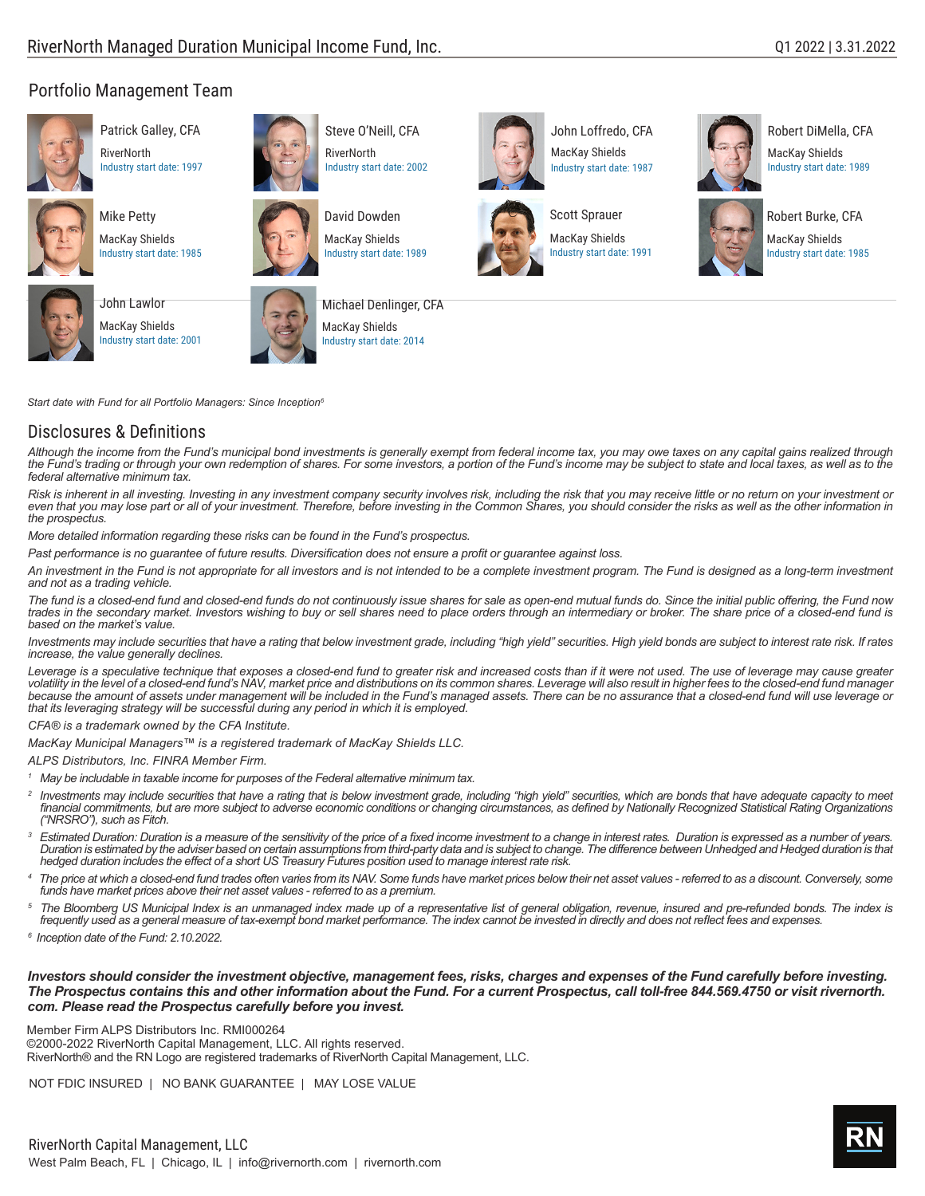## Portfolio Management Team

Patrick Galley, CFA
RiverNorth
Industry start date: 1997

Steve O'Neill, CFA
RiverNorth
Industry start date: 2002

John Loffredo, CFA
MacKay Shields
Industry start date: 1987

Robert DiMella, CFA
MacKay Shields
Industry start date: 1989

Mike Petty
MacKay Shields
Industry start date: 1985

David Dowden
MacKay Shields
Industry start date: 1989

Scott Sprauer
MacKay Shields
Industry start date: 1991

Robert Burke, CFA
MacKay Shields
Industry start date: 1985

John Lawlor
MacKay Shields
Industry start date: 2001

Michael Denlinger, CFA
MacKay Shields
Industry start date: 2014

*Start date with Fund for all Portfolio Managers: Since Inception[6]*

## Disclosures & Definitions

*Although the income from the Fund's municipal bond investments is generally exempt from federal income tax, you may owe taxes on any capital gains realized through the Fund's trading or through your own redemption of shares. For some investors, a portion of the Fund's income may be subject to state and local taxes, as well as to the federal alternative minimum tax.*

*Risk is inherent in all investing. Investing in any investment company security involves risk, including the risk that you may receive little or no return on your investment or even that you may lose part or all of your investment. Therefore, before investing in the Common Shares, you should consider the risks as well as the other information in the prospectus.*

*More detailed information regarding these risks can be found in the Fund's prospectus.*

*Past performance is no guarantee of future results. Diversification does not ensure a profit or guarantee against loss.*

*An investment in the Fund is not appropriate for all investors and is not intended to be a complete investment program. The Fund is designed as a long-term investment and not as a trading vehicle.*

*The fund is a closed-end fund and closed-end funds do not continuously issue shares for sale as open-end mutual funds do. Since the initial public offering, the Fund now trades in the secondary market. Investors wishing to buy or sell shares need to place orders through an intermediary or broker. The share price of a closed-end fund is based on the market's value.*

*Investments may include securities that have a rating that below investment grade, including "high yield" securities. High yield bonds are subject to interest rate risk. If rates increase, the value generally declines.*

*Leverage is a speculative technique that exposes a closed-end fund to greater risk and increased costs than if it were not used. The use of leverage may cause greater volatility in the level of a closed-end fund's NAV, market price and distributions on its common shares. Leverage will also result in higher fees to the closed-end fund manager because the amount of assets under management will be included in the Fund's managed assets. There can be no assurance that a closed-end fund will use leverage or that its leveraging strategy will be successful during any period in which it is employed.*

*CFA® is a trademark owned by the CFA Institute.*

*MacKay Municipal Managers™ is a registered trademark of MacKay Shields LLC.*

*ALPS Distributors, Inc. FINRA Member Firm.*

[1] *May be includable in taxable income for purposes of the Federal alternative minimum tax.*

[2] *Investments may include securities that have a rating that is below investment grade, including "high yield" securities, which are bonds that have adequate capacity to meet financial commitments, but are more subject to adverse economic conditions or changing circumstances, as defined by Nationally Recognized Statistical Rating Organizations ("NRSRO"), such as Fitch.*

[3] *Estimated Duration: Duration is a measure of the sensitivity of the price of a fixed income investment to a change in interest rates. Duration is expressed as a number of years. Duration is estimated by the adviser based on certain assumptions from third-party data and is subject to change. The difference between Unhedged and Hedged duration is that hedged duration includes the effect of a short US Treasury Futures position used to manage interest rate risk.*

[4] *The price at which a closed-end fund trades often varies from its NAV. Some funds have market prices below their net asset values - referred to as a discount. Conversely, some funds have market prices above their net asset values - referred to as a premium.*

[5] *The Bloomberg US Municipal Index is an unmanaged index made up of a representative list of general obligation, revenue, insured and pre-refunded bonds. The index is frequently used as a general measure of tax-exempt bond market performance. The index cannot be invested in directly and does not reflect fees and expenses.*

[6] *Inception date of the Fund: 2.10.2022.*

***Investors should consider the investment objective, management fees, risks, charges and expenses of the Fund carefully before investing. The Prospectus contains this and other information about the Fund. For a current Prospectus, call toll-free 844.569.4750 or visit rivernorth.com. Please read the Prospectus carefully before you invest.***

Member Firm ALPS Distributors Inc. RMI000264
©2000-2022 RiverNorth Capital Management, LLC. All rights reserved.
RiverNorth® and the RN Logo are registered trademarks of RiverNorth Capital Management, LLC.

NOT FDIC INSURED | NO BANK GUARANTEE | MAY LOSE VALUE

RiverNorth Capital Management, LLC
West Palm Beach, FL | Chicago, IL | info@rivernorth.com | rivernorth.com